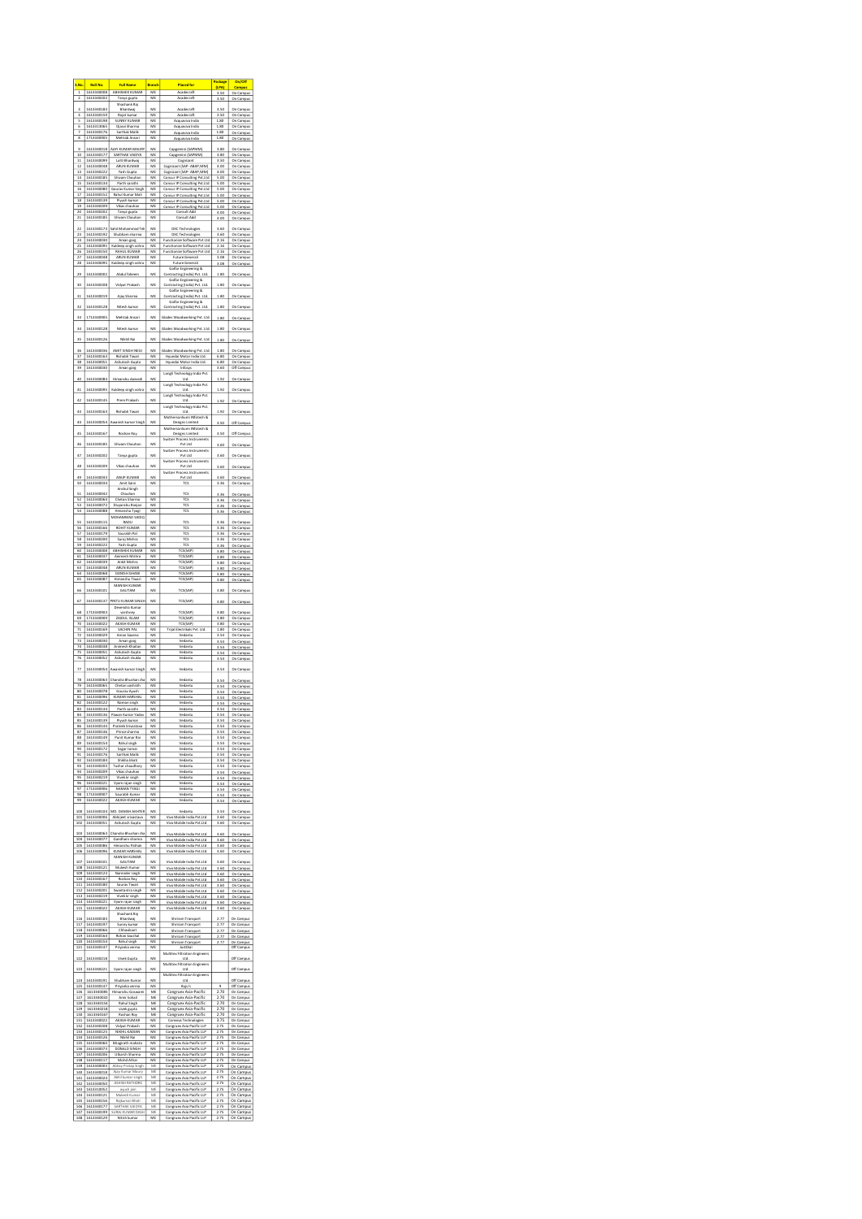| S.No. | Roll No. | Full Name | Branch | Placed for | Package (LPA) | On/Off Campus |
|---|---|---|---|---|---|---|
| 1 | 1613340004 | ABHISHEK KUMAR | ME | Acadecraft | 3.50 | On Campus |
| 2 | 1613340202 | Tanya gupta | ME | Acadecraft | 3.50 | On Campus |
| 3 | 1613340183 | Shashank Raj Bhardwaj | ME | Acadecraft | 3.50 | On Campus |
| 4 | 1613340159 | Rajat kumar | ME | Acadecraft | 3.50 | On Campus |
| 5 | 1613340198 | SUNNY KUMAR | ME | Acquaviva India | 1.80 | On Campus |
| 6 | 1613313065 | Ojasvi Sharma | ME | Acquaviva India | 1.80 | On Campus |
| 7 | 1613340176 | Sarthak Malik | ME | Acquaviva India | 1.80 | On Campus |
| 8 | 1713340905 | Mehtab Ansari | ME | Acquaviva India | 1.80 | On Campus |
| 9 | 1613340018 | AJAY KUMAR MAURY | ME | Capgemini (IMPMNI) | 3.80 | On Campus |
| 10 | 1613340177 | SARTHAK VAIDYA | ME | Capgemini (IMPMNI) | 3.80 | On Campus |
| 11 | 1613340099 | Lalit Bhardwaj | ME | Cognizant | 3.54 | On Campus |
| 12 | 1613340048 | ARUN KUMAR | ME | Cognizant (GenC-AMAP,MM) | 4.00 | On Campus |
| 13 | 1613340222 | Yash Gupta | ME | Cognizant (GenC-AMAP,MM) | 4.00 | On Campus |
| 14 | 1613340185 | Shivam Chauhan | ME | Concur IP Consulting Pvt Ltd | 5.00 | On Campus |
| 15 | 1613340134 | Parth sarathi | ME | Concur IP Consulting Pvt Ltd | 5.00 | On Campus |
| 16 | 1613340080 | Gaurav Kumar Singh | ME | Concur IP Consulting Pvt Ltd | 5.00 | On Campus |
| 17 | 1613340152 | Rahul Kumar Mali | ME | Concur IP Consulting Pvt Ltd | 5.00 | On Campus |
| 18 | 1613340139 | Piyush kumar | ME | Concur IP Consulting Pvt Ltd | 5.00 | On Campus |
| 19 | 1613340209 | Vikas chauhan | ME | Concur IP Consulting Pvt Ltd | 5.00 | On Campus |
| 20 | 1613340202 | Tanya gupta | ME | Consult Add | 4.00 | On Campus |
| 21 | 1613340185 | Shivam Chauhan | ME | Consult Add | 4.00 | On Campus |
| 22 | 1613340174 | Sahil Mohammad Tali | ME | OXC Technologies | 3.60 | On Campus |
| 23 | 1613340192 | Shubham sharma | ME | OXC Technologies | 3.60 | On Campus |
| 24 | 1613340030 | Aman garg | ME | Functionize Software Pvt Ltd | 2.16 | On Campus |
| 25 | 1613340095 | Kuldeep singh vohra | ME | Functionize Software Pvt Ltd | 2.16 | On Campus |
| 26 | 1613340150 | RAHUL KUMAR | ME | Functionize Software Pvt Ltd | 2.16 | On Campus |
| 27 | 1613340048 | ARUN KUMAR | ME | Future Generali | 3.08 | On Campus |
| 28 | 1613340095 | Kuldeep singh vohra | ME | Future Generali | 3.08 | On Campus |
| 29 | 1613340002 | Abdul Saleem | ME | Gaffar Engineering & Contracting (India) Pvt. Ltd. | 1.80 | On Campus |
| 30 | 1613340208 | Vidyut Prakash | ME | Gaffar Engineering & Contracting (India) Pvt. Ltd. | 1.80 | On Campus |
| 31 | 1613340019 | Ajay Sharma | ME | Gaffar Engineering & Contracting (India) Pvt. Ltd. | 1.80 | On Campus |
| 32 | 1613340128 | Nitesh kumar | ME | Gaffar Engineering & Contracting (India) Pvt. Ltd. | 1.80 | On Campus |
| 33 | 1713340905 | Mehtab Ansari | ME | Glades Woodworking Pvt. Ltd. | 1.80 | On Campus |
| 34 | 1613340128 | Nitesh kumar | ME | Glades Woodworking Pvt. Ltd. | 1.80 | On Campus |
| 35 | 1613340126 | Nikhil Rai | ME | Glades Woodworking Pvt. Ltd. | 1.80 | On Campus |
| 36 | 1613340036 | AMIT SINGH NEGI | ME | Glades Woodworking Pvt. Ltd. | 1.80 | On Campus |
| 37 | 1613340163 | Rishabh Tiwari | ME | Hyundai Motor India Ltd. | 6.80 | On Campus |
| 38 | 1613340051 | Ashutosh Gupta | ME | Hyundai Motor India Ltd. | 6.80 | On Campus |
| 39 | 1613340030 | Aman garg | ME | Infosys | 3.60 | Off Campus |
| 40 | 1613340083 | Himanshu dwivedi | ME | Longili Technology India Pvt. Ltd. | 1.92 | On Campus |
| 41 | 1613340095 | Kuldeep singh vohra | ME | Longili Technology India Pvt. Ltd. | 1.92 | On Campus |
| 42 | 1613340143 | Prem Prakash | ME | Longili Technology India Pvt. Ltd. | 1.92 | On Campus |
| 43 | 1613340163 | Rishabh Tiwari | ME | Longili Technology India Pvt. Ltd. | 1.92 | On Campus |
| 44 | 1613340054 | Awanish kumar Singh | ME | Mothersondumi INfotech & Designs Limited | 3.50 | Off Campus |
| 45 | 1613340167 | Roshan Roy | ME | Mothersondumi INfotech & Designs Limited | 3.50 | Off Campus |
| 46 | 1613340185 | Shivam Chauhan | ME | Switzer Process Instruments Pvt Ltd | 3.60 | On Campus |
| 47 | 1613340202 | Tanya gupta | ME | Switzer Process Instruments Pvt Ltd | 3.60 | On Campus |
| 48 | 1613340209 | Vikas chauhan | ME | Switzer Process Instruments Pvt Ltd | 3.60 | On Campus |
| 49 | 1613340043 | ANUP KUMAR | ME | Switzer Process Instruments Pvt Ltd | 3.60 | On Campus |
| 50 | 1613340033 | Amit Saini | ME | TCS | 3.36 | On Campus |
| 51 | 1613340042 | Anshul Singh Chauhan | ME | TCS | 3.36 | On Campus |
| 52 | 1613340064 | Chetan Sharma | ME | TCS | 3.36 | On Campus |
| 53 | 1613340072 | Dayanidhu Ranjan | ME | TCS | 3.36 | On Campus |
| 54 | 1613340088 | Himanshu Tyagi | ME | TCS | 3.36 | On Campus |
| 55 | 1613340115 | MOHAMMAD SADIQ BADU | ME | TCS | 3.36 | On Campus |
| 56 | 1613340166 | ROHIT KUMAR | ME | TCS | 3.36 | On Campus |
| 57 | 1613340179 | Saurabh Pal | ME | TCS | 3.36 | On Campus |
| 58 | 1613340200 | Suraj Mishra | ME | TCS | 3.36 | On Campus |
| 59 | 1613340222 | Yash Gupta | ME | TCS | 3.36 | On Campus |
| 60 | 1613340004 | ABHISHEK KUMAR | ME | TCS(MP) | 3.80 | On Campus |
| 61 | 1613340037 | Amanesh Mishra | ME | TCS(MP) | 3.80 | On Campus |
| 62 | 1613340039 | Ankit Mishra | ME | TCS(MP) | 3.80 | On Campus |
| 63 | 1613340048 | ARUN KUMAR | ME | TCS(MP) | 3.80 | On Campus |
| 64 | 1613340068 | DANISH GHANI | ME | TCS(MP) | 3.80 | On Campus |
| 65 | 1613340087 | Himanshu Tiwari | ME | TCS(MP) | 3.80 | On Campus |
| 66 | 1613340101 | MANISH KUMAR GAUTAM | ME | TCS(MP) | 3.80 | On Campus |
| 67 | 1613340137 | PINTU KUMAR SINGH | ME | TCS(MP) | 3.80 | On Campus |
| 68 | 1713340903 | Devendra Kumar varshney | ME | TCS(MP) | 3.80 | On Campus |
| 69 | 1713340909 | ZAIDUL ISLAM | ME | TCS(MP) | 3.80 | On Campus |
| 70 | 1613340022 | AKASH KUMAR | ME | TCS(MP) | 3.80 | On Campus |
| 71 | 1613340169 | SACHIN PAL | ME | Tripal Electricals Pvt. Ltd. | 1.80 | On Campus |
| 72 | 1613340029 | Aman Saxena | ME | Vedanta | 3.54 | On Campus |
| 73 | 1613340030 | Aman garg | ME | Vedanta | 3.54 | On Campus |
| 74 | 1613340038 | Amanesh Khaitan | ME | Vedanta | 3.54 | On Campus |
| 75 | 1613340051 | Ashutosh Gupta | ME | Vedanta | 3.54 | On Campus |
| 76 | 1613340052 | Ashutosh shukla | ME | Vedanta | 3.54 | On Campus |
| 77 | 1613340054 | Awanish kumar Singh | ME | Vedanta | 3.54 | On Campus |
| 78 | 1613340063 | Chandra Bhushan Jha | ME | Vedanta | 3.54 | On Campus |
| 79 | 1613340065 | Chetan vashisth | ME | Vedanta | 3.54 | On Campus |
| 80 | 1613340078 | Gaurav Ayush | ME | Vedanta | 3.54 | On Campus |
| 81 | 1613340096 | KUMAR HARSHAL | ME | Vedanta | 3.54 | On Campus |
| 82 | 1613340122 | Naman singh | ME | Vedanta | 3.54 | On Campus |
| 83 | 1613340134 | Parth sarathi | ME | Vedanta | 3.54 | On Campus |
| 84 | 1613340136 | Pawan Kumar Yadav | ME | Vedanta | 3.54 | On Campus |
| 85 | 1613340139 | Piyush kumar | ME | Vedanta | 3.54 | On Campus |
| 86 | 1613340145 | Prateek Srivastava | ME | Vedanta | 3.54 | On Campus |
| 87 | 1613340146 | Prince sharma | ME | Vedanta | 3.54 | On Campus |
| 88 | 1613340149 | Punit Kumar Rai | ME | Vedanta | 3.54 | On Campus |
| 89 | 1613340153 | Rahul singh | ME | Vedanta | 3.54 | On Campus |
| 90 | 1613340172 | Sagar kumar | ME | Vedanta | 3.54 | On Campus |
| 91 | 1613340176 | Sarthak Malik | ME | Vedanta | 3.54 | On Campus |
| 92 | 1613340186 | Shikha bhati | ME | Vedanta | 3.54 | On Campus |
| 93 | 1613340203 | Tushar chaudhary | ME | Vedanta | 3.54 | On Campus |
| 94 | 1613340209 | Vikas chauhan | ME | Vedanta | 3.54 | On Campus |
| 95 | 1613340219 | Vivek kr singh | ME | Vedanta | 3.54 | On Campus |
| 96 | 1613340221 | Vyom rajan singh | ME | Vedanta | 3.54 | On Campus |
| 97 | 1713340906 | NAMAN TYAGI | ME | Vedanta | 3.54 | On Campus |
| 98 | 1713340907 | Saurabh Kumar | ME | Vedanta | 3.54 | On Campus |
| 99 | 1613340022 | AKASH KUMAR | ME | Vedanta | 3.54 | On Campus |
| 100 | 1613340103 | MD. DANISH AKHTER | ME | Vedanta | 3.54 | On Campus |
| 101 | 1613340006 | Abhijeet srivastava | ME | Vivo Mobile India Pvt Ltd | 3.60 | On Campus |
| 102 | 1613340051 | Ashutosh Gupta | ME | Vivo Mobile India Pvt Ltd | 3.60 | On Campus |
| 103 | 1613340063 | Chandra Bhushan Jha | ME | Vivo Mobile India Pvt Ltd | 3.60 | On Campus |
| 104 | 1613340077 | Gandharv sharma | ME | Vivo Mobile India Pvt Ltd | 3.60 | On Campus |
| 105 | 1613340086 | Himanshu Pathak | ME | Vivo Mobile India Pvt Ltd | 3.60 | On Campus |
| 106 | 1613340096 | KUMAR HARSHAL | ME | Vivo Mobile India Pvt Ltd | 3.60 | On Campus |
| 107 | 1613340101 | MANISH KUMAR GAUTAM | ME | Vivo Mobile India Pvt Ltd | 3.60 | On Campus |
| 108 | 1613340121 | Mukesh Kumar | ME | Vivo Mobile India Pvt Ltd | 3.60 | On Campus |
| 109 | 1613340123 | Narender singh | ME | Vivo Mobile India Pvt Ltd | 3.60 | On Campus |
| 110 | 1613340167 | Roshan Roy | ME | Vivo Mobile India Pvt Ltd | 3.60 | On Campus |
| 111 | 1613340180 | Saurav Tiwari | ME | Vivo Mobile India Pvt Ltd | 3.60 | On Campus |
| 112 | 1613340201 | Swatantra singh | ME | Vivo Mobile India Pvt Ltd | 3.60 | On Campus |
| 113 | 1613340219 | Vivek kr singh | ME | Vivo Mobile India Pvt Ltd | 3.60 | On Campus |
| 114 | 1613340221 | Vyom rajan singh | ME | Vivo Mobile India Pvt Ltd | 3.60 | On Campus |
| 115 | 1613340022 | AKASH KUMAR | ME | Vivo Mobile India Pvt Ltd | 3.60 | On Campus |
| 116 | 1613340183 | Shashank Raj Bhardwaj | ME | Shriram Transport | 2.77 | On Campus |
| 117 | 1613340197 | Sunny kumar | ME | Shriram Transport | 2.77 | On Campus |
| 118 | 1613340066 | Chhavikant | ME | Shriram Transport | 2.77 | On Campus |
| 119 | 1613340164 | Rohan Kaushal | ME | Shriram Transport | 2.77 | On Campus |
| 120 | 1613340154 | Rahul singh | ME | Shriram Transport | 2.77 | On Campus |
| 121 | 1613340147 | Priyanka verma | ME | JustDial | | Off Campus |
| 122 | 1613340218 | Vivek Gupta | ME | Multitex Filtration Engineers Ltd. | | Off Campus |
| 123 | 1613340221 | Vyom rajan singh | ME | Multitex Filtration Engineers Ltd. | | Off Campus |
| 124 | 1613340191 | Shubham Kumar | ME | Ltd. | | Off Campus |
| 125 | 1613340147 | Priyanka verma | ME | Byju's | 9 | Off Campus |
| 126 | 1613340085 | Himanshu Goswami | ME | Congruex Asia-Pacific | 2.70 | On Campus |
| 127 | 1613340032 | Amir Sohail | ME | Congruex Asia-Pacific | 2.70 | On Campus |
| 128 | 1613340154 | Rahul Singh | ME | Congruex Asia-Pacific | 2.70 | On Campus |
| 129 | 1613340218 | vivek gupta | ME | Congruex Asia-Pacific | 2.70 | On Campus |
| 130 | 1613340167 | Roshan Roy | ME | Congruex Asia-Pacific | 2.70 | On Campus |
| 131 | 1613340022 | AKASH KUMAR | ME | Conexus Technologies | 3.75 | On Campus |
| 132 | 1613340208 | Vidyut Prakash | ME | Congruex Asia Pacific LLP | 2.75 | On Campus |
| 133 | 1613340125 | NIKHIL KADIAN | ME | Congruex Asia Pacific LLP | 2.75 | On Campus |
| 134 | 1613340126 | Nikhil Rai | ME | Congruex Asia Pacific LLP | 2.75 | On Campus |
| 135 | 1613340060 | Bhagirath malkoti | ME | Congruex Asia Pacific LLP | 2.75 | On Campus |
| 136 | 1613340073 | DONALD SINGH | ME | Congruex Asia Pacific LLP | 2.75 | On Campus |
| 137 | 1613340206 | Utkarsh Sharma | ME | Congruex Asia Pacific LLP | 2.75 | On Campus |
| 138 | 1613340117 | Mohd Athar | ME | Congruex Asia Pacific LLP | 2.75 | On Campus |
| 139 | 1613340001 | Abhay Pratap Singh | ME | Congruex Asia Pacific LLP | 2.75 | On Campus |
| 140 | 1613340018 | Ajay Kumar Maurya | ME | Congruex Asia Pacific LLP | 2.75 | On Campus |
| 141 | 1613340024 | Akhilesh kumar singh | ME | Congruex Asia Pacific LLP | 2.75 | On Campus |
| 142 | 1613340050 | ASHISH RATHORE | ME | Congruex Asia Pacific LLP | 2.75 | On Campus |
| 143 | 1613340062 | Ayush jain | ME | Congruex Asia Pacific LLP | 2.75 | On Campus |
| 144 | 1613340121 | Mukesh Kumar | ME | Congruex Asia Pacific LLP | 2.75 | On Campus |
| 145 | 1613340156 | Rajkumar Bhati | ME | Congruex Asia Pacific LLP | 2.75 | On Campus |
| 146 | 1613340177 | SARTHAK VAIDYA | ME | Congruex Asia Pacific LLP | 2.75 | On Campus |
| 147 | 1613340199 | SURAJ KUMAR SINGH | ME | Congruex Asia Pacific LLP | 2.75 | On Campus |
| 148 | 1613340129 | Nitish kumar | ME | Congruex Asia Pacific LLP | 2.75 | On Campus |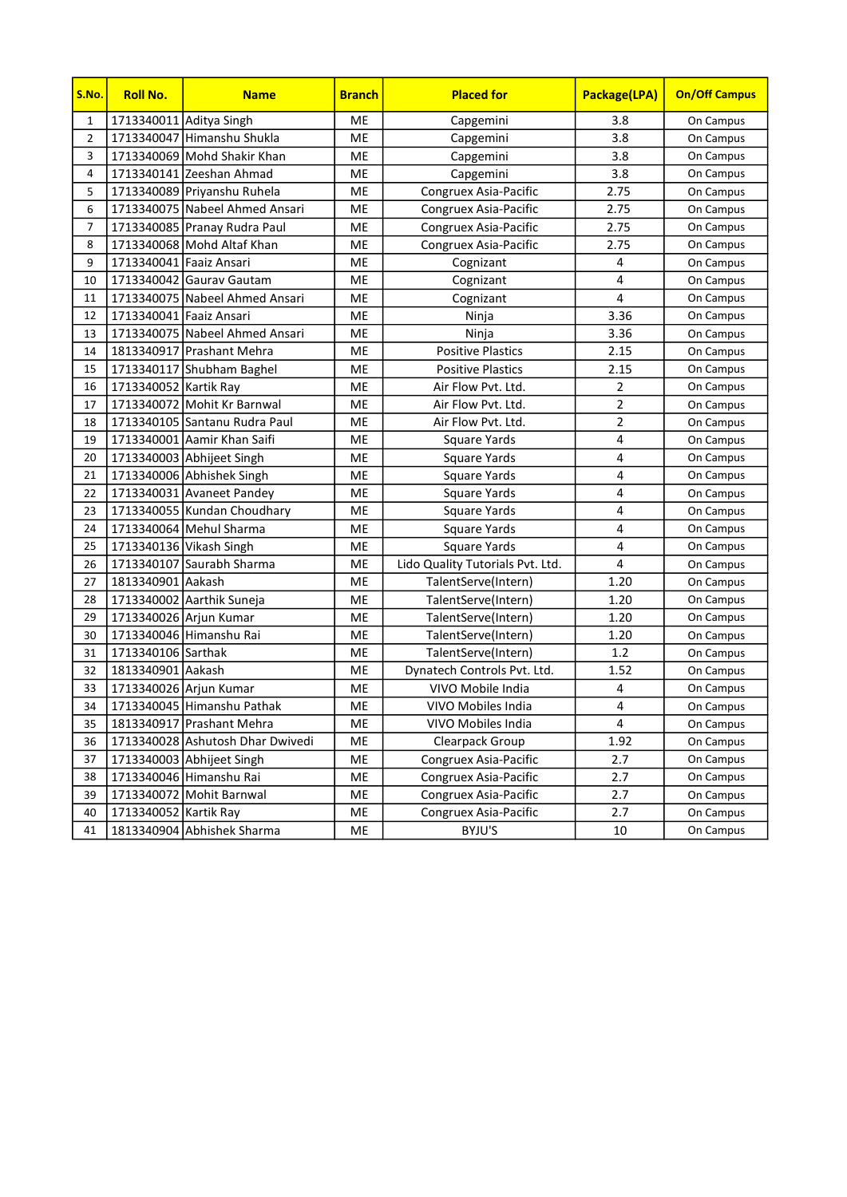| S.No. | Roll No. | Name | Branch | Placed for | Package(LPA) | On/Off Campus |
|---|---|---|---|---|---|---|
| 1 | 1713340011 | Aditya Singh | ME | Capgemini | 3.8 | On Campus |
| 2 | 1713340047 | Himanshu Shukla | ME | Capgemini | 3.8 | On Campus |
| 3 | 1713340069 | Mohd Shakir Khan | ME | Capgemini | 3.8 | On Campus |
| 4 | 1713340141 | Zeeshan Ahmad | ME | Capgemini | 3.8 | On Campus |
| 5 | 1713340089 | Priyanshu Ruhela | ME | Congruex Asia-Pacific | 2.75 | On Campus |
| 6 | 1713340075 | Nabeel Ahmed Ansari | ME | Congruex Asia-Pacific | 2.75 | On Campus |
| 7 | 1713340085 | Pranay Rudra Paul | ME | Congruex Asia-Pacific | 2.75 | On Campus |
| 8 | 1713340068 | Mohd Altaf Khan | ME | Congruex Asia-Pacific | 2.75 | On Campus |
| 9 | 1713340041 | Faaiz Ansari | ME | Cognizant | 4 | On Campus |
| 10 | 1713340042 | Gaurav Gautam | ME | Cognizant | 4 | On Campus |
| 11 | 1713340075 | Nabeel Ahmed Ansari | ME | Cognizant | 4 | On Campus |
| 12 | 1713340041 | Faaiz Ansari | ME | Ninja | 3.36 | On Campus |
| 13 | 1713340075 | Nabeel Ahmed Ansari | ME | Ninja | 3.36 | On Campus |
| 14 | 1813340917 | Prashant Mehra | ME | Positive Plastics | 2.15 | On Campus |
| 15 | 1713340117 | Shubham Baghel | ME | Positive Plastics | 2.15 | On Campus |
| 16 | 1713340052 | Kartik Ray | ME | Air Flow Pvt. Ltd. | 2 | On Campus |
| 17 | 1713340072 | Mohit Kr Barnwal | ME | Air Flow Pvt. Ltd. | 2 | On Campus |
| 18 | 1713340105 | Santanu Rudra Paul | ME | Air Flow Pvt. Ltd. | 2 | On Campus |
| 19 | 1713340001 | Aamir Khan Saifi | ME | Square Yards | 4 | On Campus |
| 20 | 1713340003 | Abhijeet Singh | ME | Square Yards | 4 | On Campus |
| 21 | 1713340006 | Abhishek Singh | ME | Square Yards | 4 | On Campus |
| 22 | 1713340031 | Avaneet Pandey | ME | Square Yards | 4 | On Campus |
| 23 | 1713340055 | Kundan Choudhary | ME | Square Yards | 4 | On Campus |
| 24 | 1713340064 | Mehul Sharma | ME | Square Yards | 4 | On Campus |
| 25 | 1713340136 | Vikash Singh | ME | Square Yards | 4 | On Campus |
| 26 | 1713340107 | Saurabh Sharma | ME | Lido Quality Tutorials Pvt. Ltd. | 4 | On Campus |
| 27 | 1813340901 | Aakash | ME | TalentServe(Intern) | 1.20 | On Campus |
| 28 | 1713340002 | Aarthik Suneja | ME | TalentServe(Intern) | 1.20 | On Campus |
| 29 | 1713340026 | Arjun Kumar | ME | TalentServe(Intern) | 1.20 | On Campus |
| 30 | 1713340046 | Himanshu Rai | ME | TalentServe(Intern) | 1.20 | On Campus |
| 31 | 1713340106 | Sarthak | ME | TalentServe(Intern) | 1.2 | On Campus |
| 32 | 1813340901 | Aakash | ME | Dynatech Controls Pvt. Ltd. | 1.52 | On Campus |
| 33 | 1713340026 | Arjun Kumar | ME | VIVO Mobile India | 4 | On Campus |
| 34 | 1713340045 | Himanshu Pathak | ME | VIVO Mobiles India | 4 | On Campus |
| 35 | 1813340917 | Prashant Mehra | ME | VIVO Mobiles India | 4 | On Campus |
| 36 | 1713340028 | Ashutosh Dhar Dwivedi | ME | Clearpack Group | 1.92 | On Campus |
| 37 | 1713340003 | Abhijeet Singh | ME | Congruex Asia-Pacific | 2.7 | On Campus |
| 38 | 1713340046 | Himanshu Rai | ME | Congruex Asia-Pacific | 2.7 | On Campus |
| 39 | 1713340072 | Mohit Barnwal | ME | Congruex Asia-Pacific | 2.7 | On Campus |
| 40 | 1713340052 | Kartik Ray | ME | Congruex Asia-Pacific | 2.7 | On Campus |
| 41 | 1813340904 | Abhishek Sharma | ME | BYJU'S | 10 | On Campus |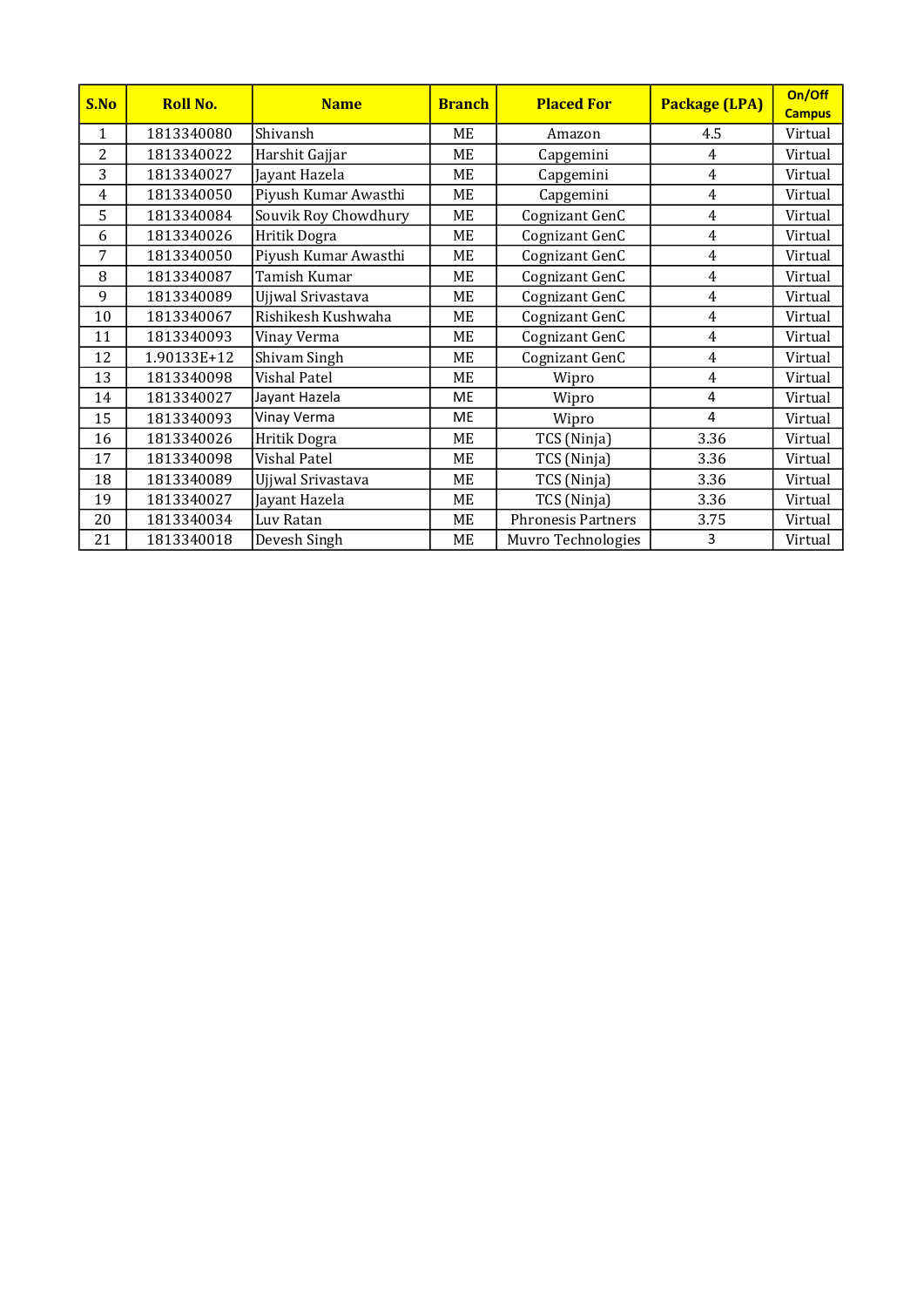| S.No | Roll No. | Name | Branch | Placed For | Package (LPA) | On/Off Campus |
|---|---|---|---|---|---|---|
| 1 | 1813340080 | Shivansh | ME | Amazon | 4.5 | Virtual |
| 2 | 1813340022 | Harshit Gajjar | ME | Capgemini | 4 | Virtual |
| 3 | 1813340027 | Jayant Hazela | ME | Capgemini | 4 | Virtual |
| 4 | 1813340050 | Piyush Kumar Awasthi | ME | Capgemini | 4 | Virtual |
| 5 | 1813340084 | Souvik Roy Chowdhury | ME | Cognizant GenC | 4 | Virtual |
| 6 | 1813340026 | Hritik Dogra | ME | Cognizant GenC | 4 | Virtual |
| 7 | 1813340050 | Piyush Kumar Awasthi | ME | Cognizant GenC | 4 | Virtual |
| 8 | 1813340087 | Tamish Kumar | ME | Cognizant GenC | 4 | Virtual |
| 9 | 1813340089 | Ujjwal Srivastava | ME | Cognizant GenC | 4 | Virtual |
| 10 | 1813340067 | Rishikesh Kushwaha | ME | Cognizant GenC | 4 | Virtual |
| 11 | 1813340093 | Vinay Verma | ME | Cognizant GenC | 4 | Virtual |
| 12 | 1.90133E+12 | Shivam Singh | ME | Cognizant GenC | 4 | Virtual |
| 13 | 1813340098 | Vishal Patel | ME | Wipro | 4 | Virtual |
| 14 | 1813340027 | Jayant Hazela | ME | Wipro | 4 | Virtual |
| 15 | 1813340093 | Vinay Verma | ME | Wipro | 4 | Virtual |
| 16 | 1813340026 | Hritik Dogra | ME | TCS (Ninja) | 3.36 | Virtual |
| 17 | 1813340098 | Vishal Patel | ME | TCS (Ninja) | 3.36 | Virtual |
| 18 | 1813340089 | Ujjwal Srivastava | ME | TCS (Ninja) | 3.36 | Virtual |
| 19 | 1813340027 | Jayant Hazela | ME | TCS (Ninja) | 3.36 | Virtual |
| 20 | 1813340034 | Luv Ratan | ME | Phronesis Partners | 3.75 | Virtual |
| 21 | 1813340018 | Devesh Singh | ME | Muvro Technologies | 3 | Virtual |